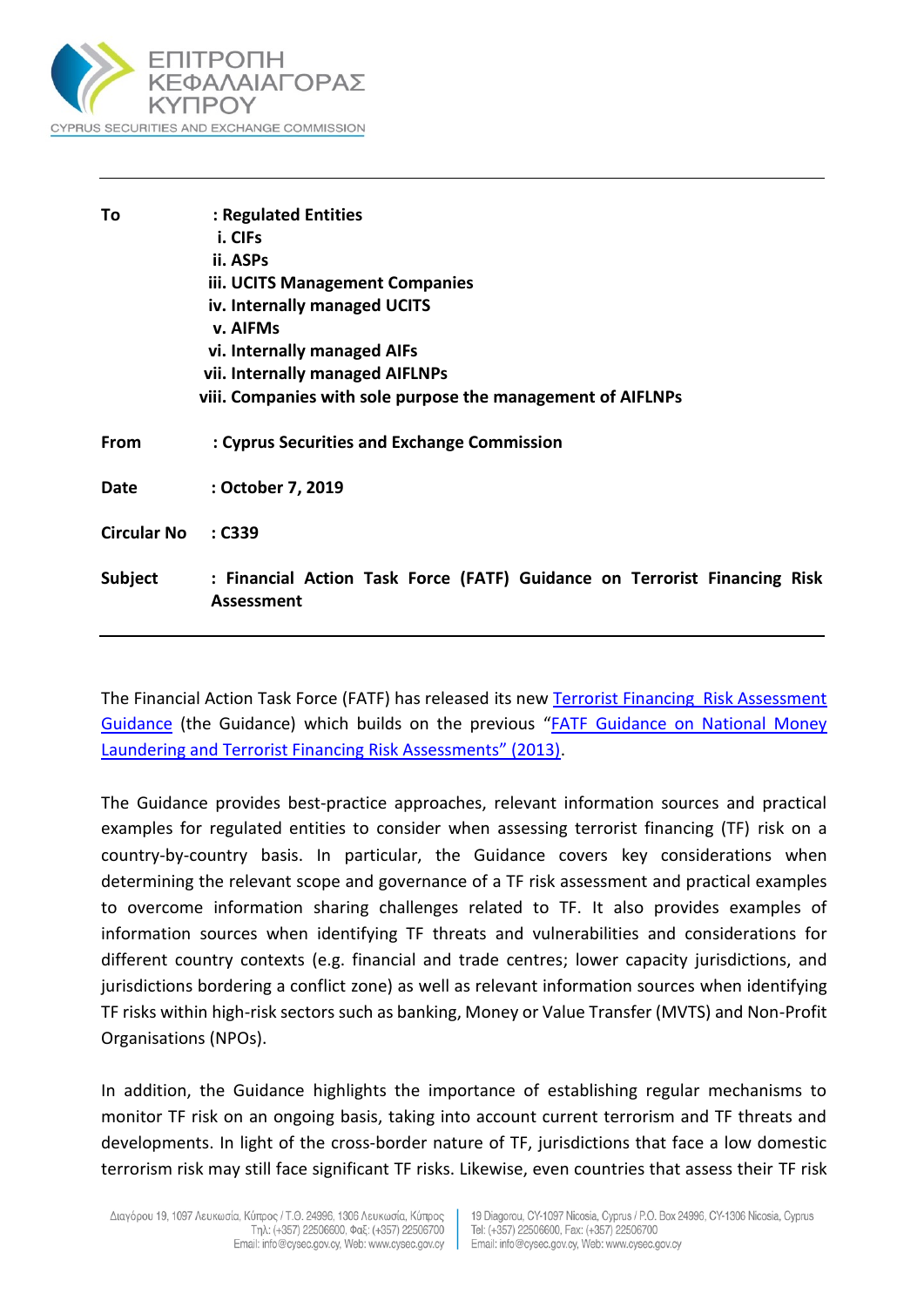**ΕΠΙΤΡΟΠΗ ΚΕΦΑΛΑΙΑΓΟΡΑΣ ΚΥΠΡΟΥ**
**CYPRUS SECURITIES AND EXCHANGE COMMISSION**

---

| | |
|---|---|
| **To** | **: Regulated Entities** |
| | **i. CIFs** |
| | **ii. ASPs** |
| | **iii. UCITS Management Companies** |
| | **iv. Internally managed UCITS** |
| | **v. AIFMs** |
| | **vi. Internally managed AIFs** |
| | **vii. Internally managed AIFLNPs** |
| | **viii. Companies with sole purpose the management of AIFLNPs** |
| **From** | **: Cyprus Securities and Exchange Commission** |
| **Date** | **: October 7, 2019** |
| **Circular No** | **: C339** |
| **Subject** | **: Financial Action Task Force (FATF) Guidance on Terrorist Financing Risk Assessment** |

---

The Financial Action Task Force (FATF) has released its new Terrorist Financing Risk Assessment Guidance (the Guidance) which builds on the previous "FATF Guidance on National Money Laundering and Terrorist Financing Risk Assessments" (2013).

The Guidance provides best-practice approaches, relevant information sources and practical examples for regulated entities to consider when assessing terrorist financing (TF) risk on a country-by-country basis. In particular, the Guidance covers key considerations when determining the relevant scope and governance of a TF risk assessment and practical examples to overcome information sharing challenges related to TF. It also provides examples of information sources when identifying TF threats and vulnerabilities and considerations for different country contexts (e.g. financial and trade centres; lower capacity jurisdictions, and jurisdictions bordering a conflict zone) as well as relevant information sources when identifying TF risks within high-risk sectors such as banking, Money or Value Transfer (MVTS) and Non-Profit Organisations (NPOs).

In addition, the Guidance highlights the importance of establishing regular mechanisms to monitor TF risk on an ongoing basis, taking into account current terrorism and TF threats and developments. In light of the cross-border nature of TF, jurisdictions that face a low domestic terrorism risk may still face significant TF risks. Likewise, even countries that assess their TF risk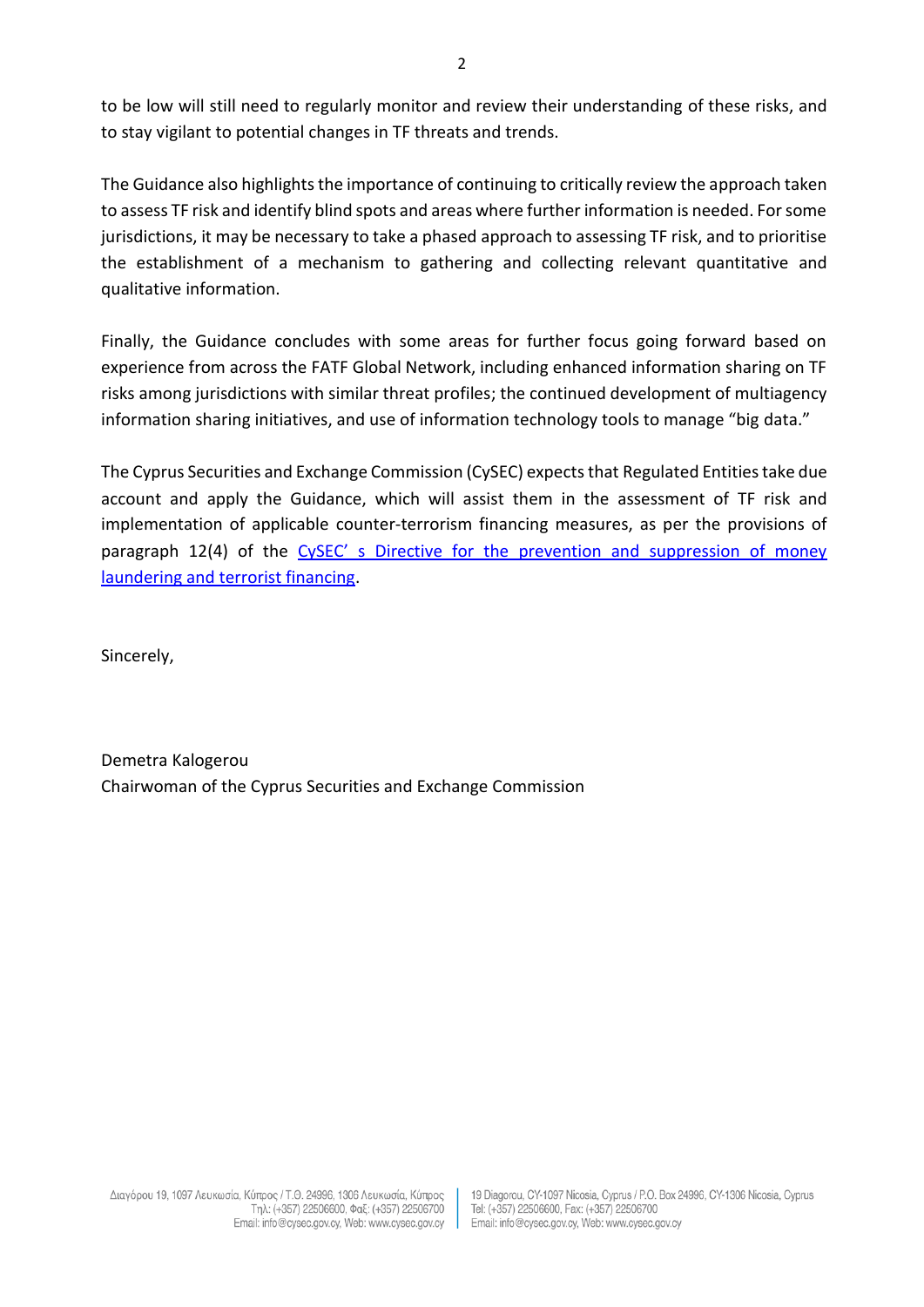to be low will still need to regularly monitor and review their understanding of these risks, and to stay vigilant to potential changes in TF threats and trends.

The Guidance also highlights the importance of continuing to critically review the approach taken to assess TF risk and identify blind spots and areas where further information is needed. For some jurisdictions, it may be necessary to take a phased approach to assessing TF risk, and to prioritise the establishment of a mechanism to gathering and collecting relevant quantitative and qualitative information.

Finally, the Guidance concludes with some areas for further focus going forward based on experience from across the FATF Global Network, including enhanced information sharing on TF risks among jurisdictions with similar threat profiles; the continued development of multiagency information sharing initiatives, and use of information technology tools to manage "big data."

The Cyprus Securities and Exchange Commission (CySEC) expects that Regulated Entities take due account and apply the Guidance, which will assist them in the assessment of TF risk and implementation of applicable counter-terrorism financing measures, as per the provisions of paragraph 12(4) of the CySEC' s Directive for the prevention and suppression of money laundering and terrorist financing.

Sincerely,

Demetra Kalogerou
Chairwoman of the Cyprus Securities and Exchange Commission